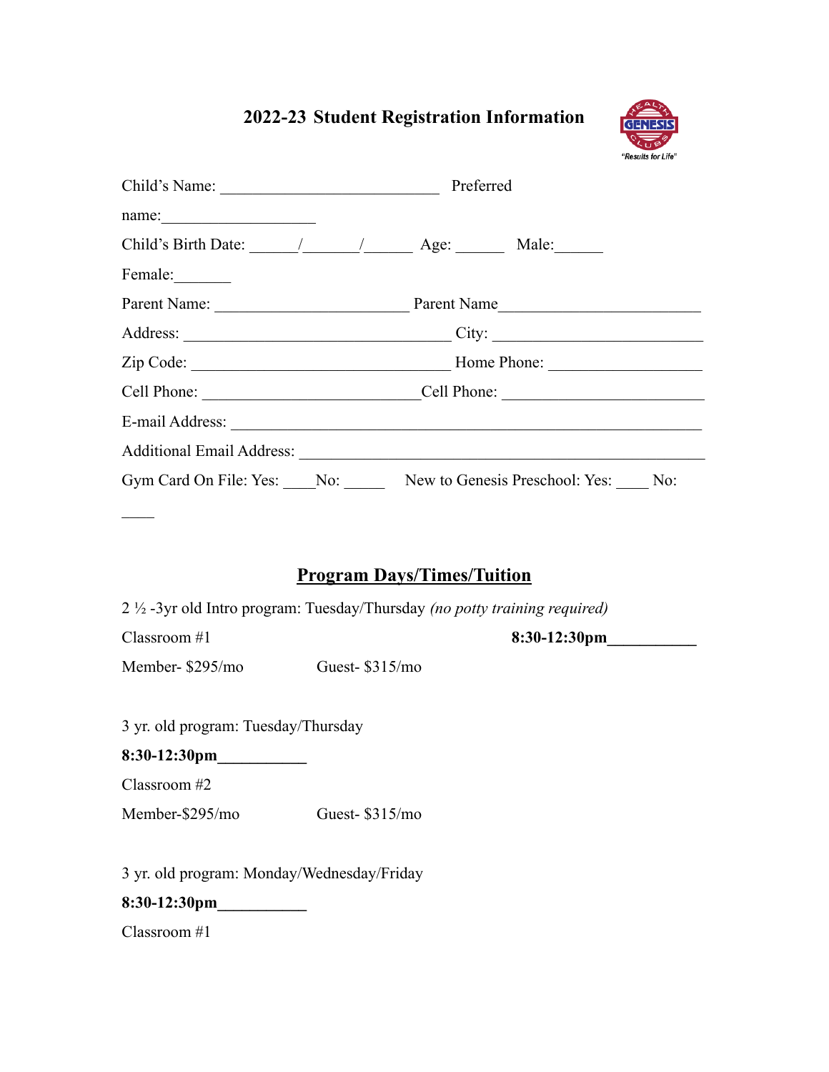# 2022-23 Student Registration Information

Child's Name: ___________________________ Preferred name:___________________

Child's Birth Date: ______/_______/______ Age: ______ Male:______ Female:_______

Parent Name: ________________________ Parent Name________________________

Address: _________________________________ City: __________________________

Zip Code: ________________________________ Home Phone: __________________

Cell Phone: ___________________________Cell Phone: _________________________

E-mail Address: _____________________________________________________________

Additional Email Address: ______________________________________________

Gym Card On File: Yes: ____No: _____ New to Genesis Preschool: Yes: ____ No: ____

## Program Days/Times/Tuition

2 ½ -3yr old Intro program: Tuesday/Thursday *(no potty training required)*

Classroom #1 **8:30-12:30pm**___________

Member- $295/mo Guest- $315/mo

3 yr. old program: Tuesday/Thursday

**8:30-12:30pm**___________

Classroom #2

Member-$295/mo Guest- $315/mo

3 yr. old program: Monday/Wednesday/Friday

**8:30-12:30pm**___________

Classroom #1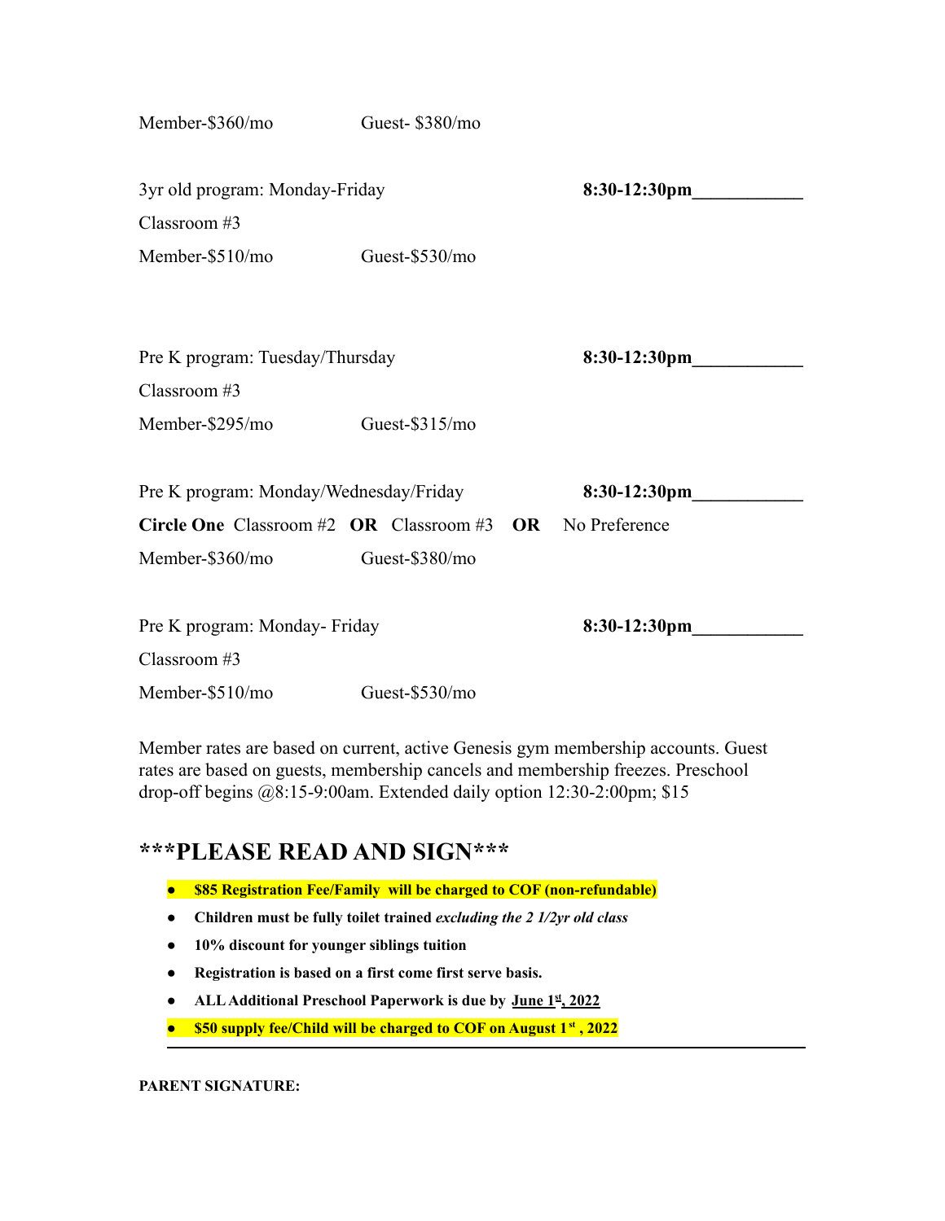Member-$360/mo Guest- $380/mo

3yr old program: Monday-Friday **8:30-12:30pm____________**

Classroom #3

Member-$510/mo Guest-$530/mo

Pre K program: Tuesday/Thursday **8:30-12:30pm____________**

Classroom #3

Member-$295/mo Guest-$315/mo

Pre K program: Monday/Wednesday/Friday **8:30-12:30pm____________**

**Circle One** Classroom #2 **OR** Classroom #3 **OR** No Preference

Member-$360/mo Guest-$380/mo

Pre K program: Monday- Friday **8:30-12:30pm____________**

Classroom #3

Member-$510/mo Guest-$530/mo

Member rates are based on current, active Genesis gym membership accounts. Guest rates are based on guests, membership cancels and membership freezes. Preschool drop-off begins @8:15-9:00am. Extended daily option 12:30-2:00pm; $15

## ***PLEASE READ AND SIGN***

- **$85 Registration Fee/Family will be charged to COF (non-refundable)**
- **Children must be fully toilet trained** ***excluding the 2 1/2yr old class***
- **10% discount for younger siblings tuition**
- **Registration is based on a first come first serve basis.**
- **ALL Additional Preschool Paperwork is due by June 1st, 2022**
- **$50 supply fee/Child will be charged to COF on August 1st, 2022**

**PARENT SIGNATURE:**